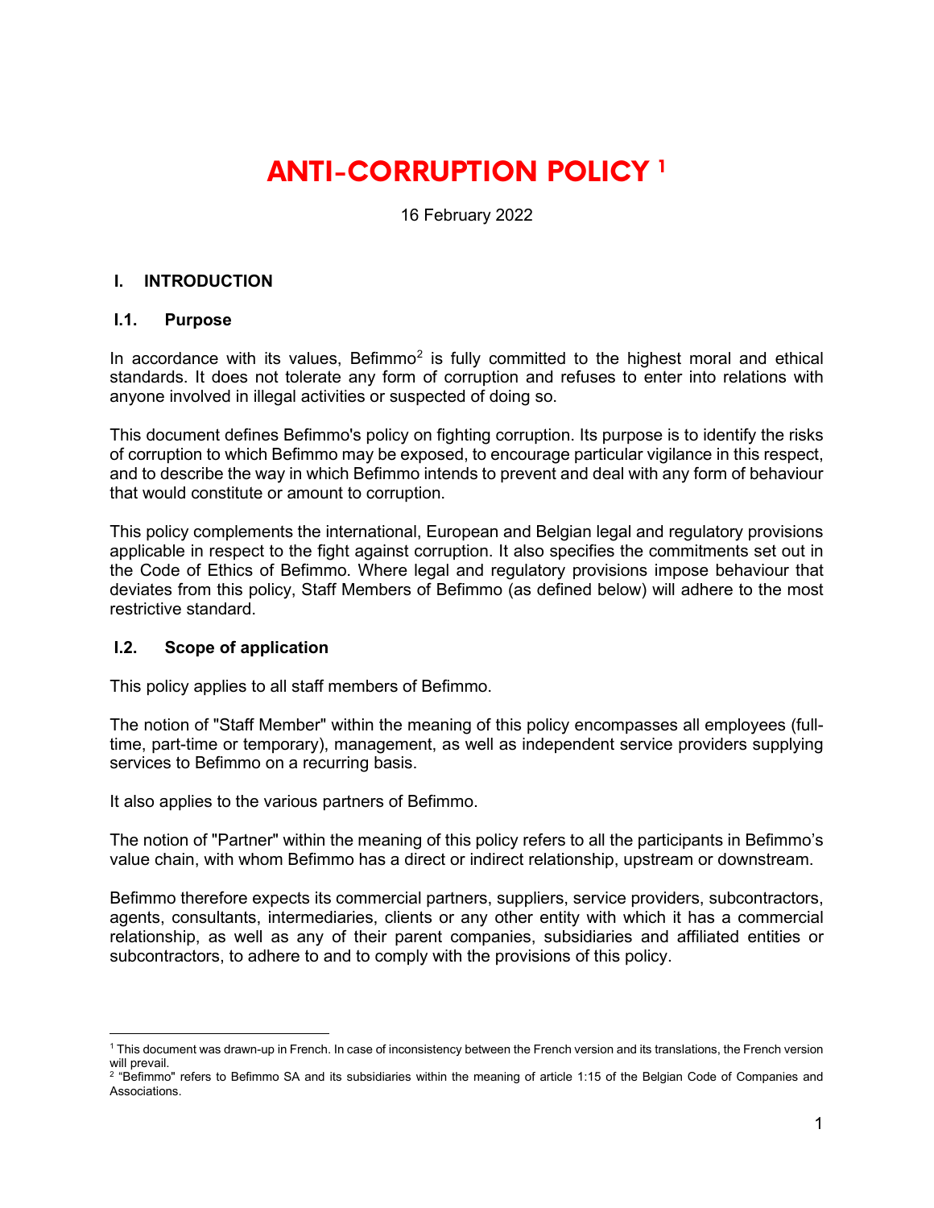# ANTI-CORRUPTION POLICY [1]

16 February 2022

## I. INTRODUCTION

### I.1. Purpose

In accordance with its values, Befimmo[2] is fully committed to the highest moral and ethical standards. It does not tolerate any form of corruption and refuses to enter into relations with anyone involved in illegal activities or suspected of doing so.

This document defines Befimmo's policy on fighting corruption. Its purpose is to identify the risks of corruption to which Befimmo may be exposed, to encourage particular vigilance in this respect, and to describe the way in which Befimmo intends to prevent and deal with any form of behaviour that would constitute or amount to corruption.

This policy complements the international, European and Belgian legal and regulatory provisions applicable in respect to the fight against corruption. It also specifies the commitments set out in the Code of Ethics of Befimmo. Where legal and regulatory provisions impose behaviour that deviates from this policy, Staff Members of Befimmo (as defined below) will adhere to the most restrictive standard.

### I.2. Scope of application

This policy applies to all staff members of Befimmo.

The notion of "Staff Member" within the meaning of this policy encompasses all employees (full-time, part-time or temporary), management, as well as independent service providers supplying services to Befimmo on a recurring basis.

It also applies to the various partners of Befimmo.

The notion of "Partner" within the meaning of this policy refers to all the participants in Befimmo's value chain, with whom Befimmo has a direct or indirect relationship, upstream or downstream.

Befimmo therefore expects its commercial partners, suppliers, service providers, subcontractors, agents, consultants, intermediaries, clients or any other entity with which it has a commercial relationship, as well as any of their parent companies, subsidiaries and affiliated entities or subcontractors, to adhere to and to comply with the provisions of this policy.

---

[1] This document was drawn-up in French. In case of inconsistency between the French version and its translations, the French version will prevail.

[2] "Befimmo" refers to Befimmo SA and its subsidiaries within the meaning of article 1:15 of the Belgian Code of Companies and Associations.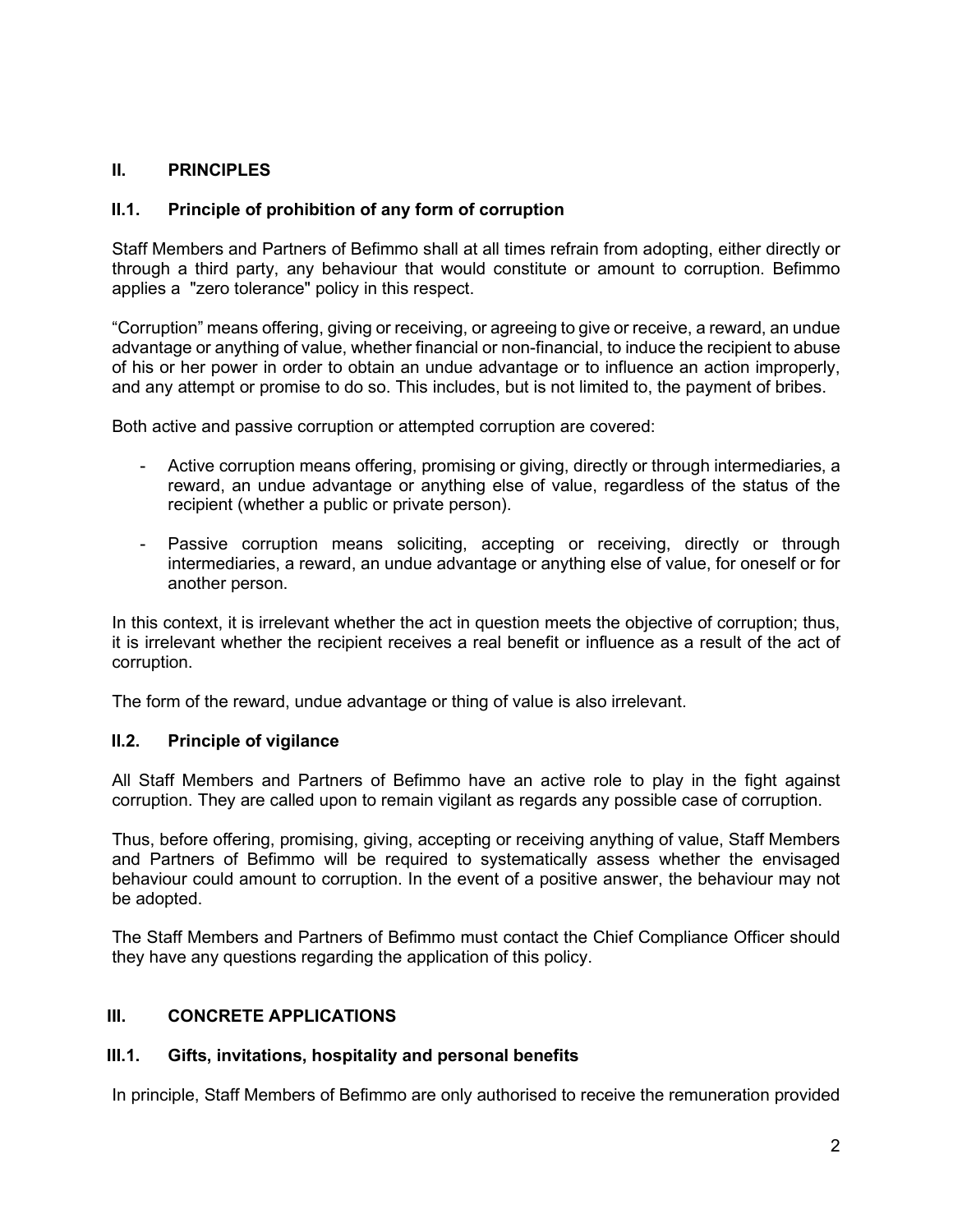## II. PRINCIPLES

### II.1. Principle of prohibition of any form of corruption

Staff Members and Partners of Befimmo shall at all times refrain from adopting, either directly or through a third party, any behaviour that would constitute or amount to corruption. Befimmo applies a "zero tolerance" policy in this respect.

"Corruption" means offering, giving or receiving, or agreeing to give or receive, a reward, an undue advantage or anything of value, whether financial or non-financial, to induce the recipient to abuse of his or her power in order to obtain an undue advantage or to influence an action improperly, and any attempt or promise to do so. This includes, but is not limited to, the payment of bribes.

Both active and passive corruption or attempted corruption are covered:

- Active corruption means offering, promising or giving, directly or through intermediaries, a reward, an undue advantage or anything else of value, regardless of the status of the recipient (whether a public or private person).
- Passive corruption means soliciting, accepting or receiving, directly or through intermediaries, a reward, an undue advantage or anything else of value, for oneself or for another person.

In this context, it is irrelevant whether the act in question meets the objective of corruption; thus, it is irrelevant whether the recipient receives a real benefit or influence as a result of the act of corruption.

The form of the reward, undue advantage or thing of value is also irrelevant.

### II.2. Principle of vigilance

All Staff Members and Partners of Befimmo have an active role to play in the fight against corruption. They are called upon to remain vigilant as regards any possible case of corruption.

Thus, before offering, promising, giving, accepting or receiving anything of value, Staff Members and Partners of Befimmo will be required to systematically assess whether the envisaged behaviour could amount to corruption. In the event of a positive answer, the behaviour may not be adopted.

The Staff Members and Partners of Befimmo must contact the Chief Compliance Officer should they have any questions regarding the application of this policy.

## III. CONCRETE APPLICATIONS

### III.1. Gifts, invitations, hospitality and personal benefits

In principle, Staff Members of Befimmo are only authorised to receive the remuneration provided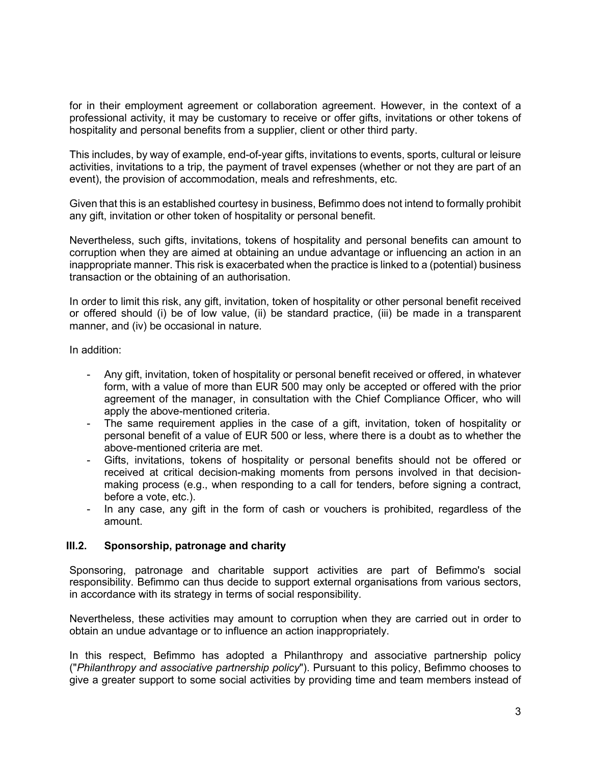for in their employment agreement or collaboration agreement. However, in the context of a professional activity, it may be customary to receive or offer gifts, invitations or other tokens of hospitality and personal benefits from a supplier, client or other third party.

This includes, by way of example, end-of-year gifts, invitations to events, sports, cultural or leisure activities, invitations to a trip, the payment of travel expenses (whether or not they are part of an event), the provision of accommodation, meals and refreshments, etc.

Given that this is an established courtesy in business, Befimmo does not intend to formally prohibit any gift, invitation or other token of hospitality or personal benefit.

Nevertheless, such gifts, invitations, tokens of hospitality and personal benefits can amount to corruption when they are aimed at obtaining an undue advantage or influencing an action in an inappropriate manner. This risk is exacerbated when the practice is linked to a (potential) business transaction or the obtaining of an authorisation.

In order to limit this risk, any gift, invitation, token of hospitality or other personal benefit received or offered should (i) be of low value, (ii) be standard practice, (iii) be made in a transparent manner, and (iv) be occasional in nature.

In addition:

- Any gift, invitation, token of hospitality or personal benefit received or offered, in whatever form, with a value of more than EUR 500 may only be accepted or offered with the prior agreement of the manager, in consultation with the Chief Compliance Officer, who will apply the above-mentioned criteria.
- The same requirement applies in the case of a gift, invitation, token of hospitality or personal benefit of a value of EUR 500 or less, where there is a doubt as to whether the above-mentioned criteria are met.
- Gifts, invitations, tokens of hospitality or personal benefits should not be offered or received at critical decision-making moments from persons involved in that decision-making process (e.g., when responding to a call for tenders, before signing a contract, before a vote, etc.).
- In any case, any gift in the form of cash or vouchers is prohibited, regardless of the amount.

### III.2. Sponsorship, patronage and charity

Sponsoring, patronage and charitable support activities are part of Befimmo's social responsibility. Befimmo can thus decide to support external organisations from various sectors, in accordance with its strategy in terms of social responsibility.

Nevertheless, these activities may amount to corruption when they are carried out in order to obtain an undue advantage or to influence an action inappropriately.

In this respect, Befimmo has adopted a Philanthropy and associative partnership policy ("*Philanthropy and associative partnership policy*"). Pursuant to this policy, Befimmo chooses to give a greater support to some social activities by providing time and team members instead of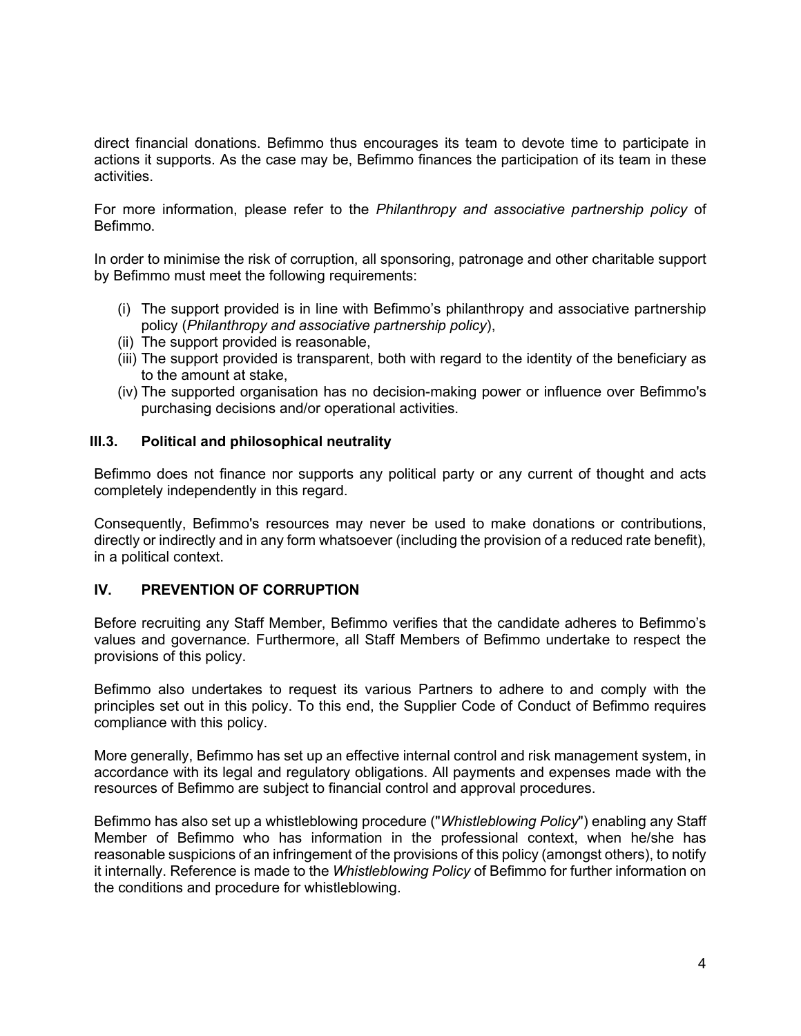direct financial donations. Befimmo thus encourages its team to devote time to participate in actions it supports. As the case may be, Befimmo finances the participation of its team in these activities.

For more information, please refer to the *Philanthropy and associative partnership policy* of Befimmo.

In order to minimise the risk of corruption, all sponsoring, patronage and other charitable support by Befimmo must meet the following requirements:

(i) The support provided is in line with Befimmo's philanthropy and associative partnership policy (*Philanthropy and associative partnership policy*),
(ii) The support provided is reasonable,
(iii) The support provided is transparent, both with regard to the identity of the beneficiary as to the amount at stake,
(iv) The supported organisation has no decision-making power or influence over Befimmo's purchasing decisions and/or operational activities.

### III.3. Political and philosophical neutrality

Befimmo does not finance nor supports any political party or any current of thought and acts completely independently in this regard.

Consequently, Befimmo's resources may never be used to make donations or contributions, directly or indirectly and in any form whatsoever (including the provision of a reduced rate benefit), in a political context.

## IV. PREVENTION OF CORRUPTION

Before recruiting any Staff Member, Befimmo verifies that the candidate adheres to Befimmo's values and governance. Furthermore, all Staff Members of Befimmo undertake to respect the provisions of this policy.

Befimmo also undertakes to request its various Partners to adhere to and comply with the principles set out in this policy. To this end, the Supplier Code of Conduct of Befimmo requires compliance with this policy.

More generally, Befimmo has set up an effective internal control and risk management system, in accordance with its legal and regulatory obligations. All payments and expenses made with the resources of Befimmo are subject to financial control and approval procedures.

Befimmo has also set up a whistleblowing procedure ("*Whistleblowing Policy*") enabling any Staff Member of Befimmo who has information in the professional context, when he/she has reasonable suspicions of an infringement of the provisions of this policy (amongst others), to notify it internally. Reference is made to the *Whistleblowing Policy* of Befimmo for further information on the conditions and procedure for whistleblowing.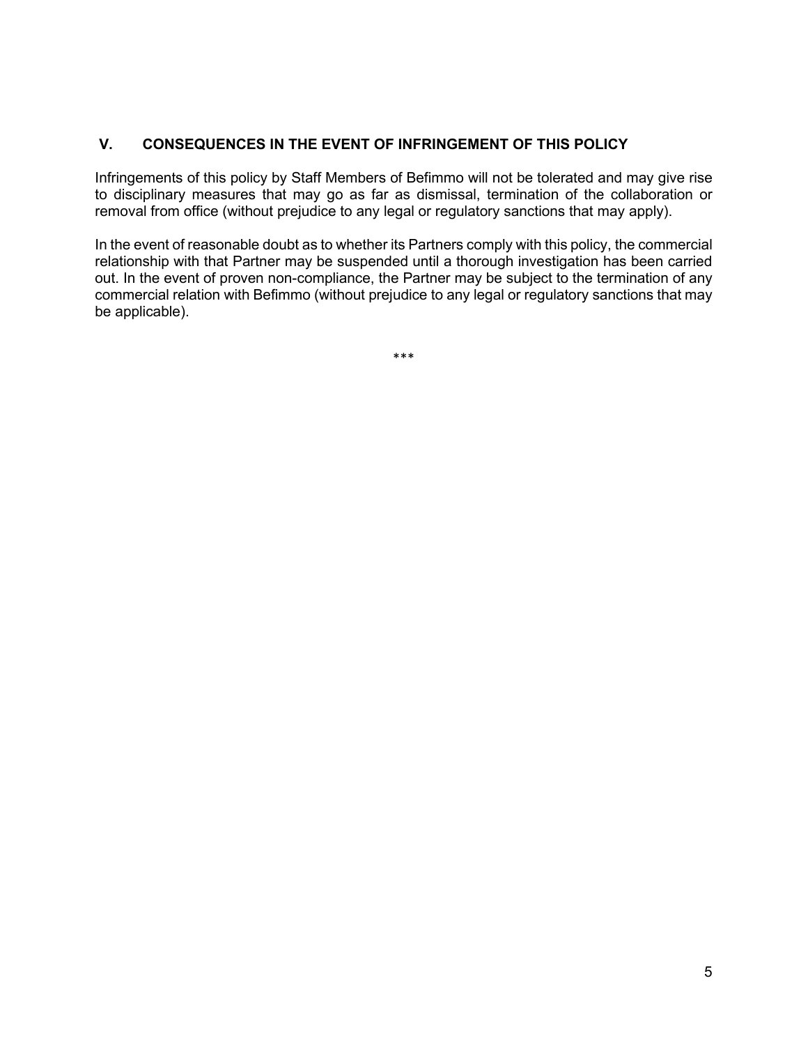## V. CONSEQUENCES IN THE EVENT OF INFRINGEMENT OF THIS POLICY

Infringements of this policy by Staff Members of Befimmo will not be tolerated and may give rise to disciplinary measures that may go as far as dismissal, termination of the collaboration or removal from office (without prejudice to any legal or regulatory sanctions that may apply).

In the event of reasonable doubt as to whether its Partners comply with this policy, the commercial relationship with that Partner may be suspended until a thorough investigation has been carried out. In the event of proven non-compliance, the Partner may be subject to the termination of any commercial relation with Befimmo (without prejudice to any legal or regulatory sanctions that may be applicable).

\*\*\*